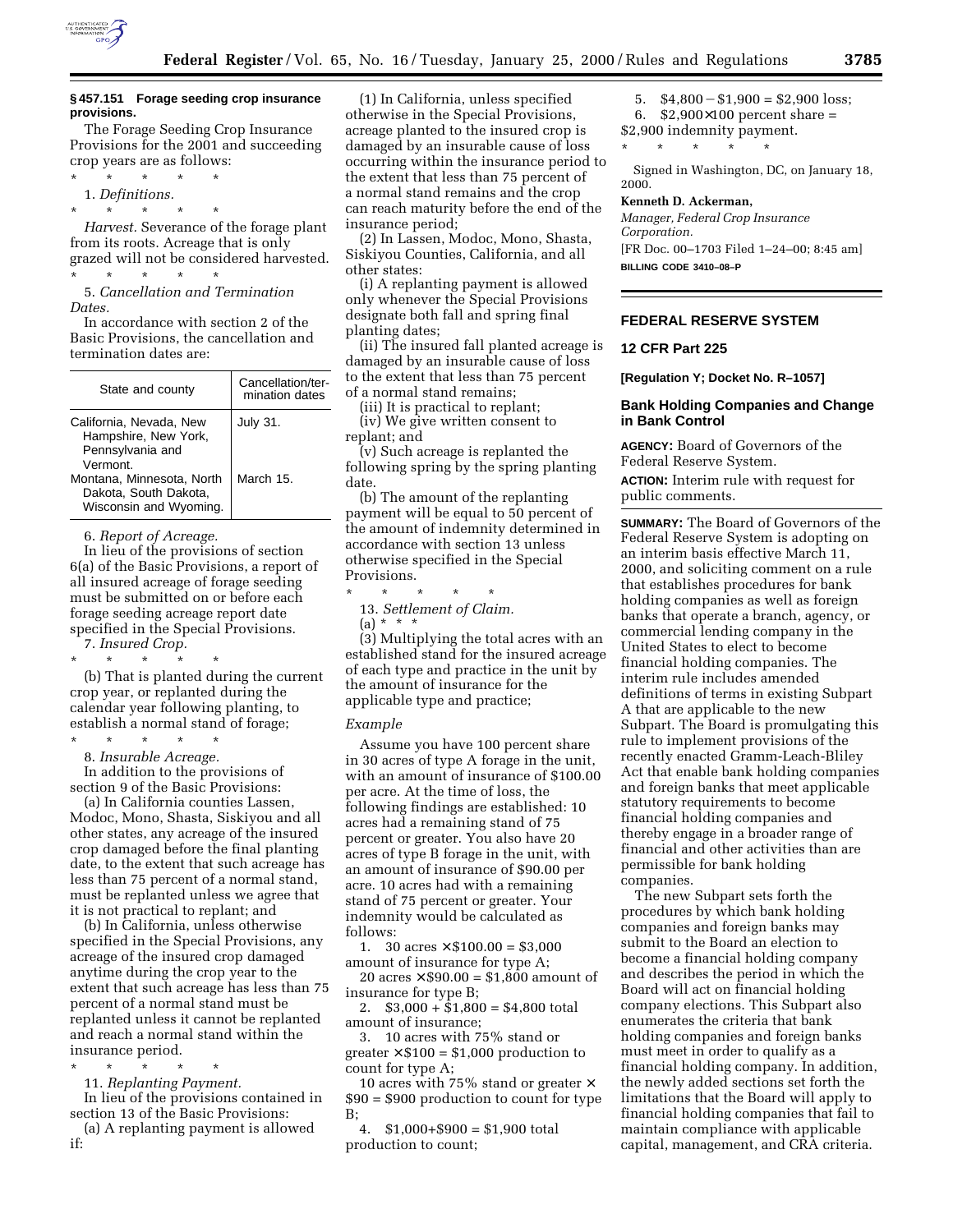### § 457.151 Forage seeding crop insurance provisions.

The Forage Seeding Crop Insurance Provisions for the 2001 and succeeding crop years are as follows:

\* \* \* \* \*

1. *Definitions.*

\* \* \* \* \*

*Harvest.* Severance of the forage plant from its roots. Acreage that is only grazed will not be considered harvested.

\* \* \* \* \*

5. *Cancellation and Termination Dates.*

In accordance with section 2 of the Basic Provisions, the cancellation and termination dates are:

| State and county | Cancellation/termination dates |
| --- | --- |
| California, Nevada, New Hampshire, New York, Pennsylvania and Vermont. | July 31. |
| Montana, Minnesota, North Dakota, South Dakota, Wisconsin and Wyoming. | March 15. |

6. *Report of Acreage.*

In lieu of the provisions of section 6(a) of the Basic Provisions, a report of all insured acreage of forage seeding must be submitted on or before each forage seeding acreage report date specified in the Special Provisions.

7. *Insured Crop.*

\* \* \* \* \*

(b) That is planted during the current crop year, or replanted during the calendar year following planting, to establish a normal stand of forage;

\* \* \* \* \*

8. *Insurable Acreage.*

In addition to the provisions of section 9 of the Basic Provisions:

(a) In California counties Lassen, Modoc, Mono, Shasta, Siskiyou and all other states, any acreage of the insured crop damaged before the final planting date, to the extent that such acreage has less than 75 percent of a normal stand, must be replanted unless we agree that it is not practical to replant; and

(b) In California, unless otherwise specified in the Special Provisions, any acreage of the insured crop damaged anytime during the crop year to the extent that such acreage has less than 75 percent of a normal stand must be replanted unless it cannot be replanted and reach a normal stand within the insurance period.

\* \* \* \* \*

11. *Replanting Payment.*

In lieu of the provisions contained in section 13 of the Basic Provisions:

(a) A replanting payment is allowed if:

(1) In California, unless specified otherwise in the Special Provisions, acreage planted to the insured crop is damaged by an insurable cause of loss occurring within the insurance period to the extent that less than 75 percent of a normal stand remains and the crop can reach maturity before the end of the insurance period;

(2) In Lassen, Modoc, Mono, Shasta, Siskiyou Counties, California, and all other states:

(i) A replanting payment is allowed only whenever the Special Provisions designate both fall and spring final planting dates;

(ii) The insured fall planted acreage is damaged by an insurable cause of loss to the extent that less than 75 percent of a normal stand remains;

(iii) It is practical to replant;

(iv) We give written consent to replant; and

(v) Such acreage is replanted the following spring by the spring planting date.

(b) The amount of the replanting payment will be equal to 50 percent of the amount of indemnity determined in accordance with section 13 unless otherwise specified in the Special Provisions.

\* \* \* \* \*

13. *Settlement of Claim.*

(a) \* \* \*

(3) Multiplying the total acres with an established stand for the insured acreage of each type and practice in the unit by the amount of insurance for the applicable type and practice;

*Example*

Assume you have 100 percent share in 30 acres of type A forage in the unit, with an amount of insurance of $100.00 per acre. At the time of loss, the following findings are established: 10 acres had a remaining stand of 75 percent or greater. You also have 20 acres of type B forage in the unit, with an amount of insurance of $90.00 per acre. 10 acres had with a remaining stand of 75 percent or greater. Your indemnity would be calculated as follows:

1. 30 acres × $100.00 = $3,000 amount of insurance for type A;

20 acres × $90.00 = $1,800 amount of insurance for type B;

2. $3,000 + $1,800 = $4,800 total amount of insurance;

3. 10 acres with 75% stand or greater × $100 = $1,000 production to count for type A;

10 acres with 75% stand or greater × $90 = $900 production to count for type B;

4. $1,000+$900 = $1,900 total production to count;

5. $4,800 − $1,900 = $2,900 loss;

6. $2,900×100 percent share = $2,900 indemnity payment.

\* \* \* \* \*

Signed in Washington, DC, on January 18, 2000.

**Kenneth D. Ackerman,**

*Manager, Federal Crop Insurance Corporation.*

[FR Doc. 00–1703 Filed 1–24–00; 8:45 am]

**BILLING CODE 3410–08–P**

## FEDERAL RESERVE SYSTEM

## 12 CFR Part 225

**[Regulation Y; Docket No. R–1057]**

## Bank Holding Companies and Change in Bank Control

**AGENCY:** Board of Governors of the Federal Reserve System.

**ACTION:** Interim rule with request for public comments.

**SUMMARY:** The Board of Governors of the Federal Reserve System is adopting on an interim basis effective March 11, 2000, and soliciting comment on a rule that establishes procedures for bank holding companies as well as foreign banks that operate a branch, agency, or commercial lending company in the United States to elect to become financial holding companies. The interim rule includes amended definitions of terms in existing Subpart A that are applicable to the new Subpart. The Board is promulgating this rule to implement provisions of the recently enacted Gramm-Leach-Bliley Act that enable bank holding companies and foreign banks that meet applicable statutory requirements to become financial holding companies and thereby engage in a broader range of financial and other activities than are permissible for bank holding companies.

The new Subpart sets forth the procedures by which bank holding companies and foreign banks may submit to the Board an election to become a financial holding company and describes the period in which the Board will act on financial holding company elections. This Subpart also enumerates the criteria that bank holding companies and foreign banks must meet in order to qualify as a financial holding company. In addition, the newly added sections set forth the limitations that the Board will apply to financial holding companies that fail to maintain compliance with applicable capital, management, and CRA criteria.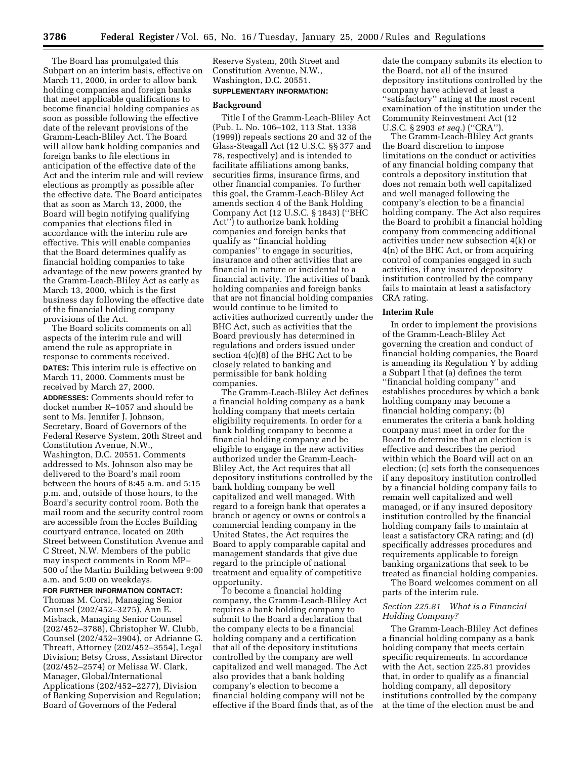The Board has promulgated this Subpart on an interim basis, effective on March 11, 2000, in order to allow bank holding companies and foreign banks that meet applicable qualifications to become financial holding companies as soon as possible following the effective date of the relevant provisions of the Gramm-Leach-Bliley Act. The Board will allow bank holding companies and foreign banks to file elections in anticipation of the effective date of the Act and the interim rule and will review elections as promptly as possible after the effective date. The Board anticipates that as soon as March 13, 2000, the Board will begin notifying qualifying companies that elections filed in accordance with the interim rule are effective. This will enable companies that the Board determines qualify as financial holding companies to take advantage of the new powers granted by the Gramm-Leach-Bliley Act as early as March 13, 2000, which is the first business day following the effective date of the financial holding company provisions of the Act.

The Board solicits comments on all aspects of the interim rule and will amend the rule as appropriate in response to comments received.

**DATES:** This interim rule is effective on March 11, 2000. Comments must be received by March 27, 2000.

**ADDRESSES:** Comments should refer to docket number R–1057 and should be sent to Ms. Jennifer J. Johnson, Secretary, Board of Governors of the Federal Reserve System, 20th Street and Constitution Avenue, N.W., Washington, D.C. 20551. Comments addressed to Ms. Johnson also may be delivered to the Board's mail room between the hours of 8:45 a.m. and 5:15 p.m. and, outside of those hours, to the Board's security control room. Both the mail room and the security control room are accessible from the Eccles Building courtyard entrance, located on 20th Street between Constitution Avenue and C Street, N.W. Members of the public may inspect comments in Room MP–500 of the Martin Building between 9:00 a.m. and 5:00 on weekdays.

**FOR FURTHER INFORMATION CONTACT:** Thomas M. Corsi, Managing Senior Counsel (202/452–3275), Ann E. Misback, Managing Senior Counsel (202/452–3788), Christopher W. Clubb, Counsel (202/452–3904), or Adrianne G. Threatt, Attorney (202/452–3554), Legal Division; Betsy Cross, Assistant Director (202/452–2574) or Melissa W. Clark, Manager, Global/International Applications (202/452–2277), Division of Banking Supervision and Regulation; Board of Governors of the Federal Reserve System, 20th Street and Constitution Avenue, N.W., Washington, D.C. 20551.

**SUPPLEMENTARY INFORMATION:**

## Background

Title I of the Gramm-Leach-Bliley Act (Pub. L. No. 106–102, 113 Stat. 1338 (1999)) repeals sections 20 and 32 of the Glass-Steagall Act (12 U.S.C. §§ 377 and 78, respectively) and is intended to facilitate affiliations among banks, securities firms, insurance firms, and other financial companies. To further this goal, the Gramm-Leach-Bliley Act amends section 4 of the Bank Holding Company Act (12 U.S.C. § 1843) (''BHC Act'') to authorize bank holding companies and foreign banks that qualify as ''financial holding companies'' to engage in securities, insurance and other activities that are financial in nature or incidental to a financial activity. The activities of bank holding companies and foreign banks that are not financial holding companies would continue to be limited to activities authorized currently under the BHC Act, such as activities that the Board previously has determined in regulations and orders issued under section 4(c)(8) of the BHC Act to be closely related to banking and permissible for bank holding companies.

The Gramm-Leach-Bliley Act defines a financial holding company as a bank holding company that meets certain eligibility requirements. In order for a bank holding company to become a financial holding company and be eligible to engage in the new activities authorized under the Gramm-Leach-Bliley Act, the Act requires that all depository institutions controlled by the bank holding company be well capitalized and well managed. With regard to a foreign bank that operates a branch or agency or owns or controls a commercial lending company in the United States, the Act requires the Board to apply comparable capital and management standards that give due regard to the principle of national treatment and equality of competitive opportunity.

To become a financial holding company, the Gramm-Leach-Bliley Act requires a bank holding company to submit to the Board a declaration that the company elects to be a financial holding company and a certification that all of the depository institutions controlled by the company are well capitalized and well managed. The Act also provides that a bank holding company's election to become a financial holding company will not be effective if the Board finds that, as of the date the company submits its election to the Board, not all of the insured depository institutions controlled by the company have achieved at least a ''satisfactory'' rating at the most recent examination of the institution under the Community Reinvestment Act (12 U.S.C. § 2903 *et seq.*) (''CRA'').

The Gramm-Leach-Bliley Act grants the Board discretion to impose limitations on the conduct or activities of any financial holding company that controls a depository institution that does not remain both well capitalized and well managed following the company's election to be a financial holding company. The Act also requires the Board to prohibit a financial holding company from commencing additional activities under new subsection 4(k) or 4(n) of the BHC Act, or from acquiring control of companies engaged in such activities, if any insured depository institution controlled by the company fails to maintain at least a satisfactory CRA rating.

## Interim Rule

In order to implement the provisions of the Gramm-Leach-Bliley Act governing the creation and conduct of financial holding companies, the Board is amending its Regulation Y by adding a Subpart I that (a) defines the term ''financial holding company'' and establishes procedures by which a bank holding company may become a financial holding company; (b) enumerates the criteria a bank holding company must meet in order for the Board to determine that an election is effective and describes the period within which the Board will act on an election; (c) sets forth the consequences if any depository institution controlled by a financial holding company fails to remain well capitalized and well managed, or if any insured depository institution controlled by the financial holding company fails to maintain at least a satisfactory CRA rating; and (d) specifically addresses procedures and requirements applicable to foreign banking organizations that seek to be treated as financial holding companies.

The Board welcomes comment on all parts of the interim rule.

### *Section 225.81 What is a Financial Holding Company?*

The Gramm-Leach-Bliley Act defines a financial holding company as a bank holding company that meets certain specific requirements. In accordance with the Act, section 225.81 provides that, in order to qualify as a financial holding company, all depository institutions controlled by the company at the time of the election must be and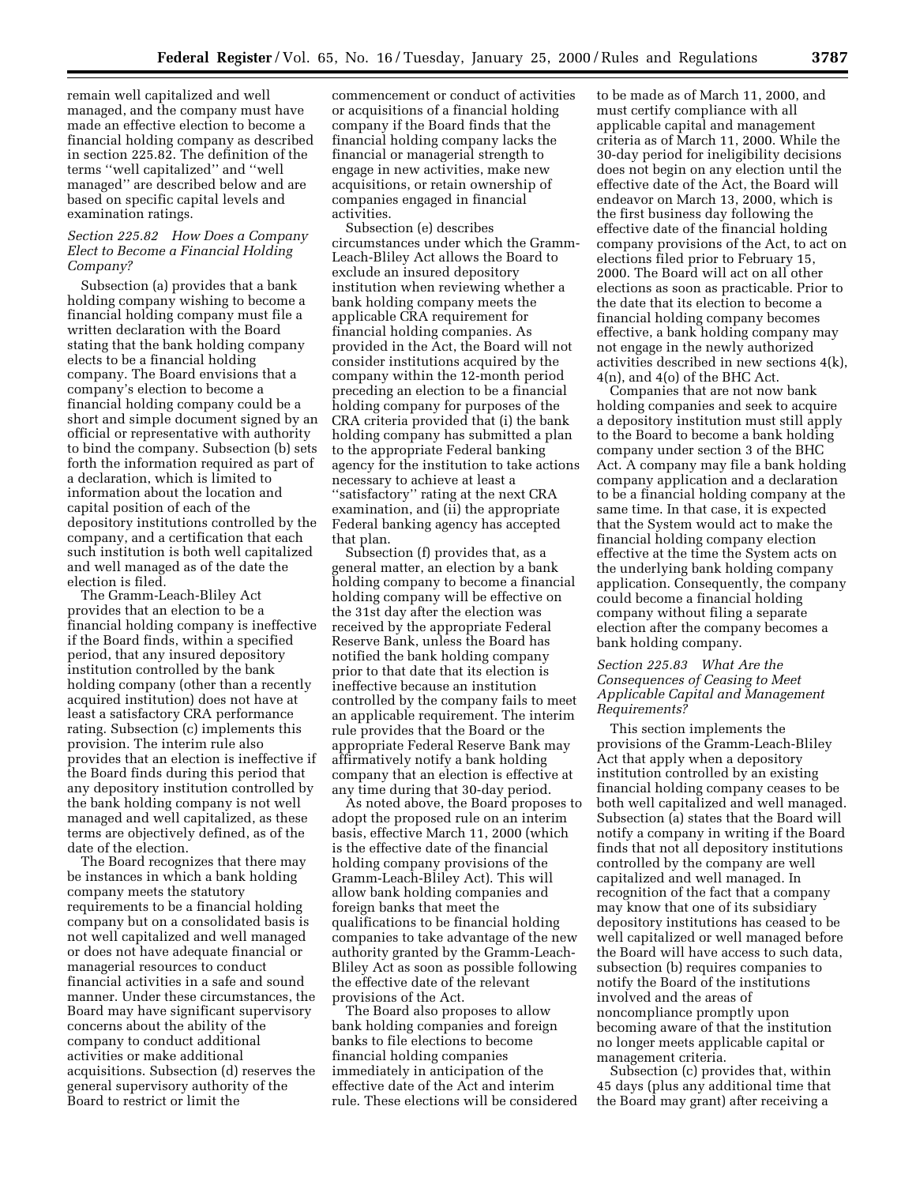remain well capitalized and well managed, and the company must have made an effective election to become a financial holding company as described in section 225.82. The definition of the terms ''well capitalized'' and ''well managed'' are described below and are based on specific capital levels and examination ratings.

### *Section 225.82 How Does a Company Elect to Become a Financial Holding Company?*

Subsection (a) provides that a bank holding company wishing to become a financial holding company must file a written declaration with the Board stating that the bank holding company elects to be a financial holding company. The Board envisions that a company's election to become a financial holding company could be a short and simple document signed by an official or representative with authority to bind the company. Subsection (b) sets forth the information required as part of a declaration, which is limited to information about the location and capital position of each of the depository institutions controlled by the company, and a certification that each such institution is both well capitalized and well managed as of the date the election is filed.

The Gramm-Leach-Bliley Act provides that an election to be a financial holding company is ineffective if the Board finds, within a specified period, that any insured depository institution controlled by the bank holding company (other than a recently acquired institution) does not have at least a satisfactory CRA performance rating. Subsection (c) implements this provision. The interim rule also provides that an election is ineffective if the Board finds during this period that any depository institution controlled by the bank holding company is not well managed and well capitalized, as these terms are objectively defined, as of the date of the election.

The Board recognizes that there may be instances in which a bank holding company meets the statutory requirements to be a financial holding company but on a consolidated basis is not well capitalized and well managed or does not have adequate financial or managerial resources to conduct financial activities in a safe and sound manner. Under these circumstances, the Board may have significant supervisory concerns about the ability of the company to conduct additional activities or make additional acquisitions. Subsection (d) reserves the general supervisory authority of the Board to restrict or limit the commencement or conduct of activities or acquisitions of a financial holding company if the Board finds that the financial holding company lacks the financial or managerial strength to engage in new activities, make new acquisitions, or retain ownership of companies engaged in financial activities.

Subsection (e) describes circumstances under which the Gramm-Leach-Bliley Act allows the Board to exclude an insured depository institution when reviewing whether a bank holding company meets the applicable CRA requirement for financial holding companies. As provided in the Act, the Board will not consider institutions acquired by the company within the 12-month period preceding an election to be a financial holding company for purposes of the CRA criteria provided that (i) the bank holding company has submitted a plan to the appropriate Federal banking agency for the institution to take actions necessary to achieve at least a ''satisfactory'' rating at the next CRA examination, and (ii) the appropriate Federal banking agency has accepted that plan.

Subsection (f) provides that, as a general matter, an election by a bank holding company to become a financial holding company will be effective on the 31st day after the election was received by the appropriate Federal Reserve Bank, unless the Board has notified the bank holding company prior to that date that its election is ineffective because an institution controlled by the company fails to meet an applicable requirement. The interim rule provides that the Board or the appropriate Federal Reserve Bank may affirmatively notify a bank holding company that an election is effective at any time during that 30-day period.

As noted above, the Board proposes to adopt the proposed rule on an interim basis, effective March 11, 2000 (which is the effective date of the financial holding company provisions of the Gramm-Leach-Bliley Act). This will allow bank holding companies and foreign banks that meet the qualifications to be financial holding companies to take advantage of the new authority granted by the Gramm-Leach-Bliley Act as soon as possible following the effective date of the relevant provisions of the Act.

The Board also proposes to allow bank holding companies and foreign banks to file elections to become financial holding companies immediately in anticipation of the effective date of the Act and interim rule. These elections will be considered to be made as of March 11, 2000, and must certify compliance with all applicable capital and management criteria as of March 11, 2000. While the 30-day period for ineligibility decisions does not begin on any election until the effective date of the Act, the Board will endeavor on March 13, 2000, which is the first business day following the effective date of the financial holding company provisions of the Act, to act on elections filed prior to February 15, 2000. The Board will act on all other elections as soon as practicable. Prior to the date that its election to become a financial holding company becomes effective, a bank holding company may not engage in the newly authorized activities described in new sections 4(k), 4(n), and 4(o) of the BHC Act.

Companies that are not now bank holding companies and seek to acquire a depository institution must still apply to the Board to become a bank holding company under section 3 of the BHC Act. A company may file a bank holding company application and a declaration to be a financial holding company at the same time. In that case, it is expected that the System would act to make the financial holding company election effective at the time the System acts on the underlying bank holding company application. Consequently, the company could become a financial holding company without filing a separate election after the company becomes a bank holding company.

### *Section 225.83 What Are the Consequences of Ceasing to Meet Applicable Capital and Management Requirements?*

This section implements the provisions of the Gramm-Leach-Bliley Act that apply when a depository institution controlled by an existing financial holding company ceases to be both well capitalized and well managed. Subsection (a) states that the Board will notify a company in writing if the Board finds that not all depository institutions controlled by the company are well capitalized and well managed. In recognition of the fact that a company may know that one of its subsidiary depository institutions has ceased to be well capitalized or well managed before the Board will have access to such data, subsection (b) requires companies to notify the Board of the institutions involved and the areas of noncompliance promptly upon becoming aware of that the institution no longer meets applicable capital or management criteria.

Subsection (c) provides that, within 45 days (plus any additional time that the Board may grant) after receiving a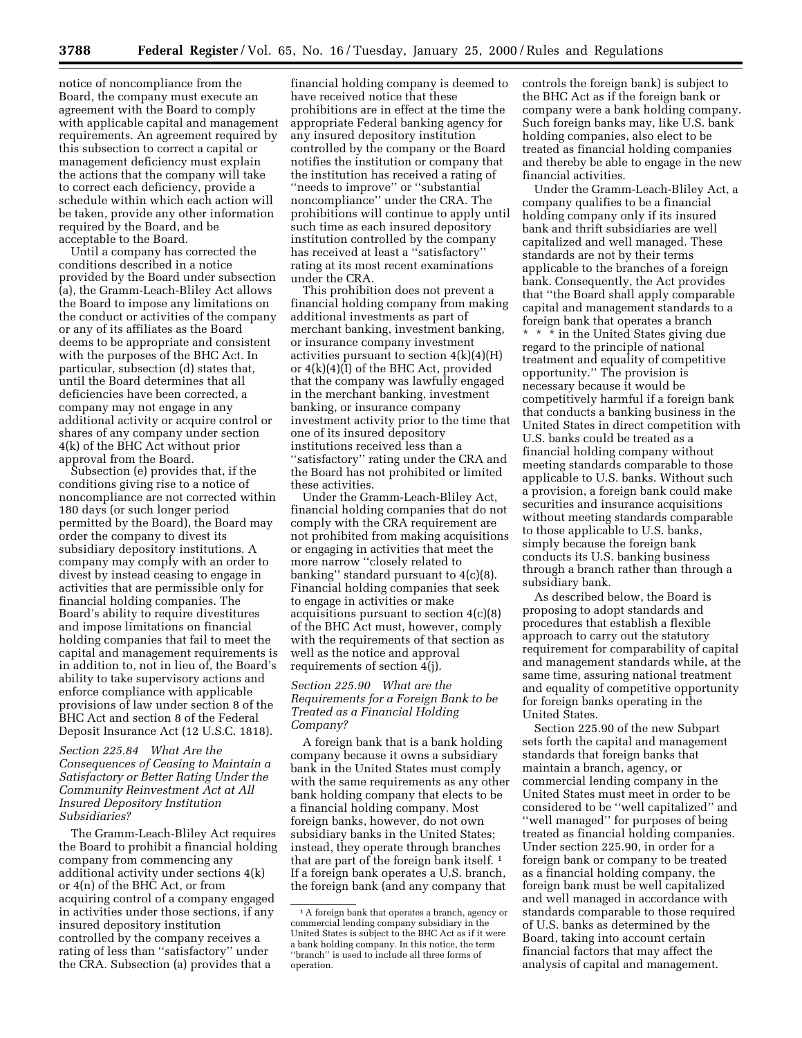notice of noncompliance from the Board, the company must execute an agreement with the Board to comply with applicable capital and management requirements. An agreement required by this subsection to correct a capital or management deficiency must explain the actions that the company will take to correct each deficiency, provide a schedule within which each action will be taken, provide any other information required by the Board, and be acceptable to the Board.

Until a company has corrected the conditions described in a notice provided by the Board under subsection (a), the Gramm-Leach-Bliley Act allows the Board to impose any limitations on the conduct or activities of the company or any of its affiliates as the Board deems to be appropriate and consistent with the purposes of the BHC Act. In particular, subsection (d) states that, until the Board determines that all deficiencies have been corrected, a company may not engage in any additional activity or acquire control or shares of any company under section 4(k) of the BHC Act without prior approval from the Board.

Subsection (e) provides that, if the conditions giving rise to a notice of noncompliance are not corrected within 180 days (or such longer period permitted by the Board), the Board may order the company to divest its subsidiary depository institutions. A company may comply with an order to divest by instead ceasing to engage in activities that are permissible only for financial holding companies. The Board's ability to require divestitures and impose limitations on financial holding companies that fail to meet the capital and management requirements is in addition to, not in lieu of, the Board's ability to take supervisory actions and enforce compliance with applicable provisions of law under section 8 of the BHC Act and section 8 of the Federal Deposit Insurance Act (12 U.S.C. 1818).

*Section 225.84 What Are the Consequences of Ceasing to Maintain a Satisfactory or Better Rating Under the Community Reinvestment Act at All Insured Depository Institution Subsidiaries?*

The Gramm-Leach-Bliley Act requires the Board to prohibit a financial holding company from commencing any additional activity under sections 4(k) or 4(n) of the BHC Act, or from acquiring control of a company engaged in activities under those sections, if any insured depository institution controlled by the company receives a rating of less than ''satisfactory'' under the CRA. Subsection (a) provides that a financial holding company is deemed to have received notice that these prohibitions are in effect at the time the appropriate Federal banking agency for any insured depository institution controlled by the company or the Board notifies the institution or company that the institution has received a rating of ''needs to improve'' or ''substantial noncompliance'' under the CRA. The prohibitions will continue to apply until such time as each insured depository institution controlled by the company has received at least a ''satisfactory'' rating at its most recent examinations under the CRA.

This prohibition does not prevent a financial holding company from making additional investments as part of merchant banking, investment banking, or insurance company investment activities pursuant to section 4(k)(4)(H) or 4(k)(4)(I) of the BHC Act, provided that the company was lawfully engaged in the merchant banking, investment banking, or insurance company investment activity prior to the time that one of its insured depository institutions received less than a ''satisfactory'' rating under the CRA and the Board has not prohibited or limited these activities.

Under the Gramm-Leach-Bliley Act, financial holding companies that do not comply with the CRA requirement are not prohibited from making acquisitions or engaging in activities that meet the more narrow ''closely related to banking'' standard pursuant to 4(c)(8). Financial holding companies that seek to engage in activities or make acquisitions pursuant to section 4(c)(8) of the BHC Act must, however, comply with the requirements of that section as well as the notice and approval requirements of section 4(j).

*Section 225.90 What are the Requirements for a Foreign Bank to be Treated as a Financial Holding Company?*

A foreign bank that is a bank holding company because it owns a subsidiary bank in the United States must comply with the same requirements as any other bank holding company that elects to be a financial holding company. Most foreign banks, however, do not own subsidiary banks in the United States; instead, they operate through branches that are part of the foreign bank itself. [1] If a foreign bank operates a U.S. branch, the foreign bank (and any company that controls the foreign bank) is subject to the BHC Act as if the foreign bank or company were a bank holding company. Such foreign banks may, like U.S. bank holding companies, also elect to be treated as financial holding companies and thereby be able to engage in the new financial activities.

Under the Gramm-Leach-Bliley Act, a company qualifies to be a financial holding company only if its insured bank and thrift subsidiaries are well capitalized and well managed. These standards are not by their terms applicable to the branches of a foreign bank. Consequently, the Act provides that ''the Board shall apply comparable capital and management standards to a foreign bank that operates a branch * * * in the United States giving due regard to the principle of national treatment and equality of competitive opportunity.'' The provision is necessary because it would be competitively harmful if a foreign bank that conducts a banking business in the United States in direct competition with U.S. banks could be treated as a financial holding company without meeting standards comparable to those applicable to U.S. banks. Without such a provision, a foreign bank could make securities and insurance acquisitions without meeting standards comparable to those applicable to U.S. banks, simply because the foreign bank conducts its U.S. banking business through a branch rather than through a subsidiary bank.

As described below, the Board is proposing to adopt standards and procedures that establish a flexible approach to carry out the statutory requirement for comparability of capital and management standards while, at the same time, assuring national treatment and equality of competitive opportunity for foreign banks operating in the United States.

Section 225.90 of the new Subpart sets forth the capital and management standards that foreign banks that maintain a branch, agency, or commercial lending company in the United States must meet in order to be considered to be ''well capitalized'' and ''well managed'' for purposes of being treated as financial holding companies. Under section 225.90, in order for a foreign bank or company to be treated as a financial holding company, the foreign bank must be well capitalized and well managed in accordance with standards comparable to those required of U.S. banks as determined by the Board, taking into account certain financial factors that may affect the analysis of capital and management.

[1] A foreign bank that operates a branch, agency or commercial lending company subsidiary in the United States is subject to the BHC Act as if it were a bank holding company. In this notice, the term ''branch'' is used to include all three forms of operation.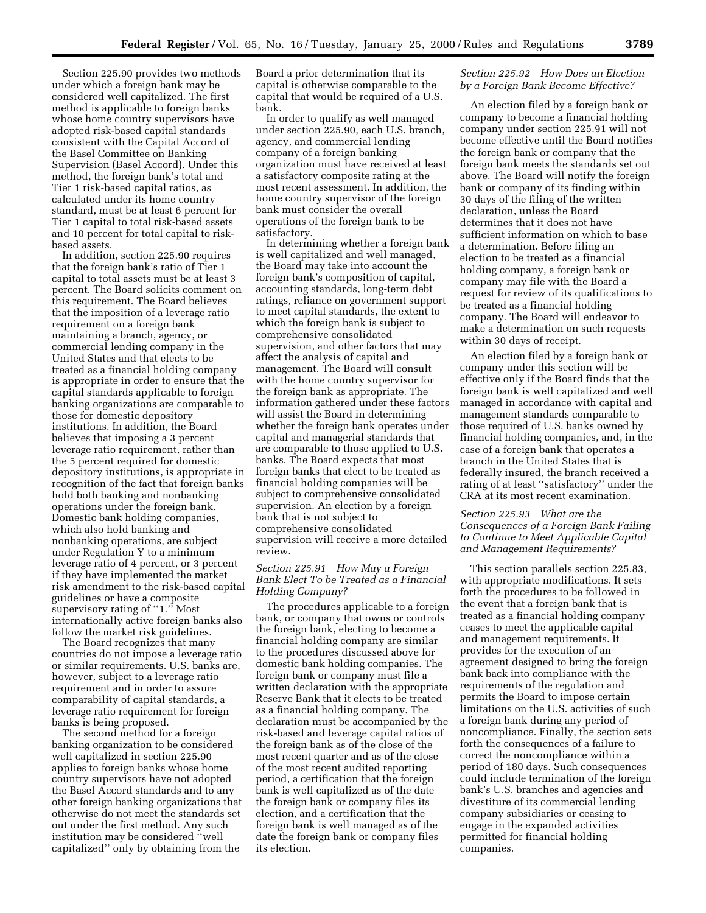Section 225.90 provides two methods under which a foreign bank may be considered well capitalized. The first method is applicable to foreign banks whose home country supervisors have adopted risk-based capital standards consistent with the Capital Accord of the Basel Committee on Banking Supervision (Basel Accord). Under this method, the foreign bank's total and Tier 1 risk-based capital ratios, as calculated under its home country standard, must be at least 6 percent for Tier 1 capital to total risk-based assets and 10 percent for total capital to risk-based assets.

In addition, section 225.90 requires that the foreign bank's ratio of Tier 1 capital to total assets must be at least 3 percent. The Board solicits comment on this requirement. The Board believes that the imposition of a leverage ratio requirement on a foreign bank maintaining a branch, agency, or commercial lending company in the United States and that elects to be treated as a financial holding company is appropriate in order to ensure that the capital standards applicable to foreign banking organizations are comparable to those for domestic depository institutions. In addition, the Board believes that imposing a 3 percent leverage ratio requirement, rather than the 5 percent required for domestic depository institutions, is appropriate in recognition of the fact that foreign banks hold both banking and nonbanking operations under the foreign bank. Domestic bank holding companies, which also hold banking and nonbanking operations, are subject under Regulation Y to a minimum leverage ratio of 4 percent, or 3 percent if they have implemented the market risk amendment to the risk-based capital guidelines or have a composite supervisory rating of ''1.'' Most internationally active foreign banks also follow the market risk guidelines.

The Board recognizes that many countries do not impose a leverage ratio or similar requirements. U.S. banks are, however, subject to a leverage ratio requirement and in order to assure comparability of capital standards, a leverage ratio requirement for foreign banks is being proposed.

The second method for a foreign banking organization to be considered well capitalized in section 225.90 applies to foreign banks whose home country supervisors have not adopted the Basel Accord standards and to any other foreign banking organizations that otherwise do not meet the standards set out under the first method. Any such institution may be considered ''well capitalized'' only by obtaining from the Board a prior determination that its capital is otherwise comparable to the capital that would be required of a U.S. bank.

In order to qualify as well managed under section 225.90, each U.S. branch, agency, and commercial lending company of a foreign banking organization must have received at least a satisfactory composite rating at the most recent assessment. In addition, the home country supervisor of the foreign bank must consider the overall operations of the foreign bank to be satisfactory.

In determining whether a foreign bank is well capitalized and well managed, the Board may take into account the foreign bank's composition of capital, accounting standards, long-term debt ratings, reliance on government support to meet capital standards, the extent to which the foreign bank is subject to comprehensive consolidated supervision, and other factors that may affect the analysis of capital and management. The Board will consult with the home country supervisor for the foreign bank as appropriate. The information gathered under these factors will assist the Board in determining whether the foreign bank operates under capital and managerial standards that are comparable to those applied to U.S. banks. The Board expects that most foreign banks that elect to be treated as financial holding companies will be subject to comprehensive consolidated supervision. An election by a foreign bank that is not subject to comprehensive consolidated supervision will receive a more detailed review.

*Section 225.91 How May a Foreign Bank Elect To be Treated as a Financial Holding Company?*

The procedures applicable to a foreign bank, or company that owns or controls the foreign bank, electing to become a financial holding company are similar to the procedures discussed above for domestic bank holding companies. The foreign bank or company must file a written declaration with the appropriate Reserve Bank that it elects to be treated as a financial holding company. The declaration must be accompanied by the risk-based and leverage capital ratios of the foreign bank as of the close of the most recent quarter and as of the close of the most recent audited reporting period, a certification that the foreign bank is well capitalized as of the date the foreign bank or company files its election, and a certification that the foreign bank is well managed as of the date the foreign bank or company files its election.

*Section 225.92 How Does an Election by a Foreign Bank Become Effective?*

An election filed by a foreign bank or company to become a financial holding company under section 225.91 will not become effective until the Board notifies the foreign bank or company that the foreign bank meets the standards set out above. The Board will notify the foreign bank or company of its finding within 30 days of the filing of the written declaration, unless the Board determines that it does not have sufficient information on which to base a determination. Before filing an election to be treated as a financial holding company, a foreign bank or company may file with the Board a request for review of its qualifications to be treated as a financial holding company. The Board will endeavor to make a determination on such requests within 30 days of receipt.

An election filed by a foreign bank or company under this section will be effective only if the Board finds that the foreign bank is well capitalized and well managed in accordance with capital and management standards comparable to those required of U.S. banks owned by financial holding companies, and, in the case of a foreign bank that operates a branch in the United States that is federally insured, the branch received a rating of at least ''satisfactory'' under the CRA at its most recent examination.

*Section 225.93 What are the Consequences of a Foreign Bank Failing to Continue to Meet Applicable Capital and Management Requirements?*

This section parallels section 225.83, with appropriate modifications. It sets forth the procedures to be followed in the event that a foreign bank that is treated as a financial holding company ceases to meet the applicable capital and management requirements. It provides for the execution of an agreement designed to bring the foreign bank back into compliance with the requirements of the regulation and permits the Board to impose certain limitations on the U.S. activities of such a foreign bank during any period of noncompliance. Finally, the section sets forth the consequences of a failure to correct the noncompliance within a period of 180 days. Such consequences could include termination of the foreign bank's U.S. branches and agencies and divestiture of its commercial lending company subsidiaries or ceasing to engage in the expanded activities permitted for financial holding companies.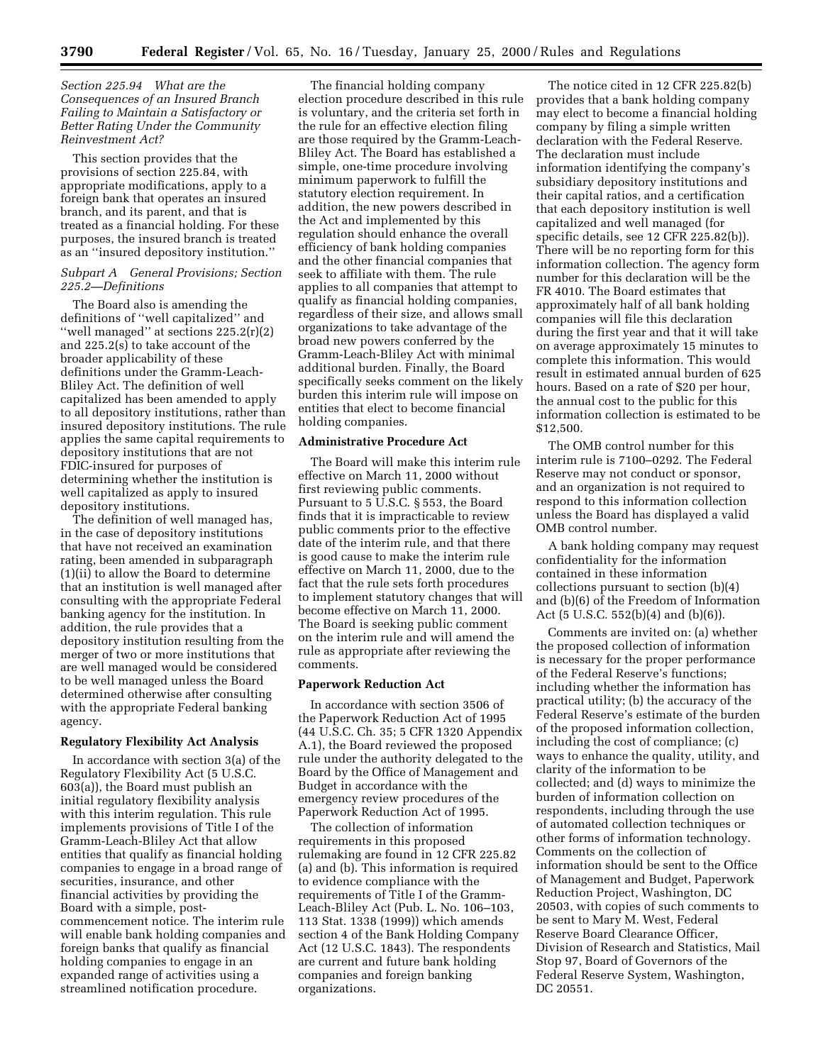*Section 225.94 What are the Consequences of an Insured Branch Failing to Maintain a Satisfactory or Better Rating Under the Community Reinvestment Act?*

This section provides that the provisions of section 225.84, with appropriate modifications, apply to a foreign bank that operates an insured branch, and its parent, and that is treated as a financial holding. For these purposes, the insured branch is treated as an ''insured depository institution.''

*Subpart A General Provisions; Section 225.2—Definitions*

The Board also is amending the definitions of ''well capitalized'' and ''well managed'' at sections 225.2(r)(2) and 225.2(s) to take account of the broader applicability of these definitions under the Gramm-Leach-Bliley Act. The definition of well capitalized has been amended to apply to all depository institutions, rather than insured depository institutions. The rule applies the same capital requirements to depository institutions that are not FDIC-insured for purposes of determining whether the institution is well capitalized as apply to insured depository institutions.

The definition of well managed has, in the case of depository institutions that have not received an examination rating, been amended in subparagraph (1)(ii) to allow the Board to determine that an institution is well managed after consulting with the appropriate Federal banking agency for the institution. In addition, the rule provides that a depository institution resulting from the merger of two or more institutions that are well managed would be considered to be well managed unless the Board determined otherwise after consulting with the appropriate Federal banking agency.

**Regulatory Flexibility Act Analysis**

In accordance with section 3(a) of the Regulatory Flexibility Act (5 U.S.C. 603(a)), the Board must publish an initial regulatory flexibility analysis with this interim regulation. This rule implements provisions of Title I of the Gramm-Leach-Bliley Act that allow entities that qualify as financial holding companies to engage in a broad range of securities, insurance, and other financial activities by providing the Board with a simple, post-commencement notice. The interim rule will enable bank holding companies and foreign banks that qualify as financial holding companies to engage in an expanded range of activities using a streamlined notification procedure.

The financial holding company election procedure described in this rule is voluntary, and the criteria set forth in the rule for an effective election filing are those required by the Gramm-Leach-Bliley Act. The Board has established a simple, one-time procedure involving minimum paperwork to fulfill the statutory election requirement. In addition, the new powers described in the Act and implemented by this regulation should enhance the overall efficiency of bank holding companies and the other financial companies that seek to affiliate with them. The rule applies to all companies that attempt to qualify as financial holding companies, regardless of their size, and allows small organizations to take advantage of the broad new powers conferred by the Gramm-Leach-Bliley Act with minimal additional burden. Finally, the Board specifically seeks comment on the likely burden this interim rule will impose on entities that elect to become financial holding companies.

**Administrative Procedure Act**

The Board will make this interim rule effective on March 11, 2000 without first reviewing public comments. Pursuant to 5 U.S.C. § 553, the Board finds that it is impracticable to review public comments prior to the effective date of the interim rule, and that there is good cause to make the interim rule effective on March 11, 2000, due to the fact that the rule sets forth procedures to implement statutory changes that will become effective on March 11, 2000. The Board is seeking public comment on the interim rule and will amend the rule as appropriate after reviewing the comments.

**Paperwork Reduction Act**

In accordance with section 3506 of the Paperwork Reduction Act of 1995 (44 U.S.C. Ch. 35; 5 CFR 1320 Appendix A.1), the Board reviewed the proposed rule under the authority delegated to the Board by the Office of Management and Budget in accordance with the emergency review procedures of the Paperwork Reduction Act of 1995.

The collection of information requirements in this proposed rulemaking are found in 12 CFR 225.82 (a) and (b). This information is required to evidence compliance with the requirements of Title I of the Gramm-Leach-Bliley Act (Pub. L. No. 106–103, 113 Stat. 1338 (1999)) which amends section 4 of the Bank Holding Company Act (12 U.S.C. 1843). The respondents are current and future bank holding companies and foreign banking organizations.

The notice cited in 12 CFR 225.82(b) provides that a bank holding company may elect to become a financial holding company by filing a simple written declaration with the Federal Reserve. The declaration must include information identifying the company's subsidiary depository institutions and their capital ratios, and a certification that each depository institution is well capitalized and well managed (for specific details, see 12 CFR 225.82(b)). There will be no reporting form for this information collection. The agency form number for this declaration will be the FR 4010. The Board estimates that approximately half of all bank holding companies will file this declaration during the first year and that it will take on average approximately 15 minutes to complete this information. This would result in estimated annual burden of 625 hours. Based on a rate of $20 per hour, the annual cost to the public for this information collection is estimated to be $12,500.

The OMB control number for this interim rule is 7100–0292. The Federal Reserve may not conduct or sponsor, and an organization is not required to respond to this information collection unless the Board has displayed a valid OMB control number.

A bank holding company may request confidentiality for the information contained in these information collections pursuant to section (b)(4) and (b)(6) of the Freedom of Information Act (5 U.S.C. 552(b)(4) and (b)(6)).

Comments are invited on: (a) whether the proposed collection of information is necessary for the proper performance of the Federal Reserve's functions; including whether the information has practical utility; (b) the accuracy of the Federal Reserve's estimate of the burden of the proposed information collection, including the cost of compliance; (c) ways to enhance the quality, utility, and clarity of the information to be collected; and (d) ways to minimize the burden of information collection on respondents, including through the use of automated collection techniques or other forms of information technology. Comments on the collection of information should be sent to the Office of Management and Budget, Paperwork Reduction Project, Washington, DC 20503, with copies of such comments to be sent to Mary M. West, Federal Reserve Board Clearance Officer, Division of Research and Statistics, Mail Stop 97, Board of Governors of the Federal Reserve System, Washington, DC 20551.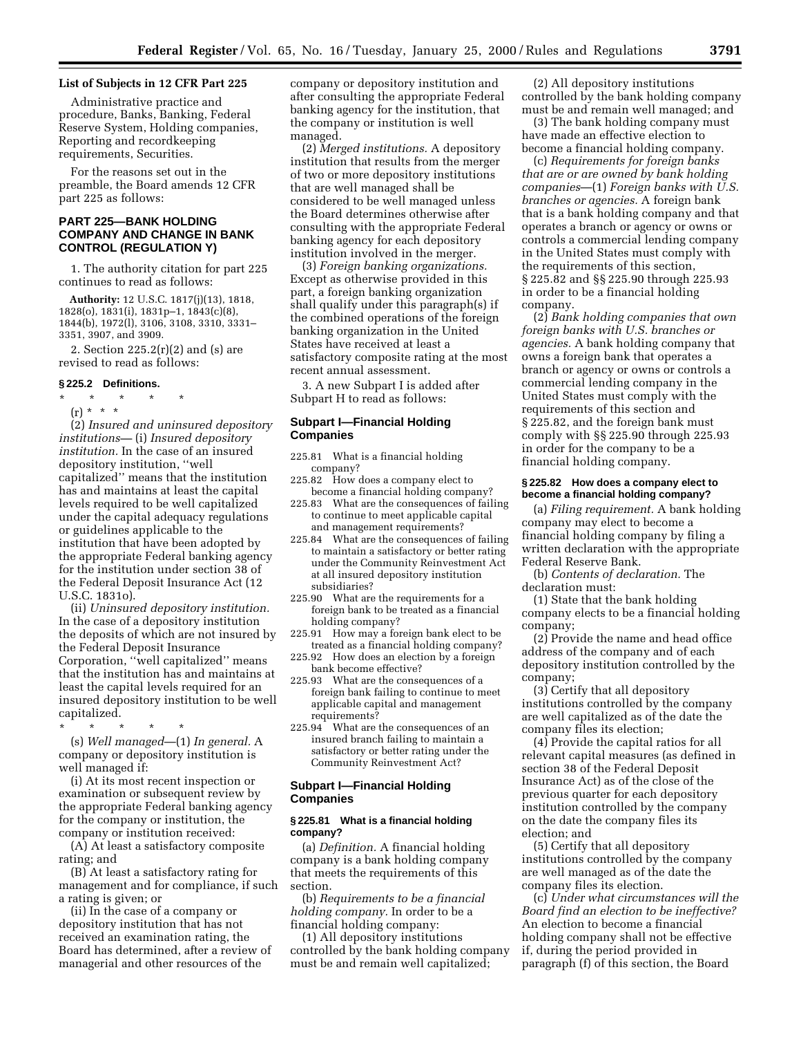**List of Subjects in 12 CFR Part 225**

Administrative practice and procedure, Banks, Banking, Federal Reserve System, Holding companies, Reporting and recordkeeping requirements, Securities.

For the reasons set out in the preamble, the Board amends 12 CFR part 225 as follows:

## PART 225—BANK HOLDING COMPANY AND CHANGE IN BANK CONTROL (REGULATION Y)

1. The authority citation for part 225 continues to read as follows:

**Authority:** 12 U.S.C. 1817(j)(13), 1818, 1828(o), 1831(i), 1831p–1, 1843(c)(8), 1844(b), 1972(l), 3106, 3108, 3310, 3331–3351, 3907, and 3909.

2. Section 225.2(r)(2) and (s) are revised to read as follows:

### § 225.2 Definitions.

\* \* \* \* \*

(r) \* \* \*

(2) *Insured and uninsured depository institutions*— (i) *Insured depository institution.* In the case of an insured depository institution, ''well capitalized'' means that the institution has and maintains at least the capital levels required to be well capitalized under the capital adequacy regulations or guidelines applicable to the institution that have been adopted by the appropriate Federal banking agency for the institution under section 38 of the Federal Deposit Insurance Act (12 U.S.C. 1831o).

(ii) *Uninsured depository institution.* In the case of a depository institution the deposits of which are not insured by the Federal Deposit Insurance Corporation, ''well capitalized'' means that the institution has and maintains at least the capital levels required for an insured depository institution to be well capitalized.

\* \* \* \* \*

(s) *Well managed*—(1) *In general.* A company or depository institution is well managed if:

(i) At its most recent inspection or examination or subsequent review by the appropriate Federal banking agency for the company or institution, the company or institution received:

(A) At least a satisfactory composite rating; and

(B) At least a satisfactory rating for management and for compliance, if such a rating is given; or

(ii) In the case of a company or depository institution that has not received an examination rating, the Board has determined, after a review of managerial and other resources of the company or depository institution and after consulting the appropriate Federal banking agency for the institution, that the company or institution is well managed.

(2) *Merged institutions.* A depository institution that results from the merger of two or more depository institutions that are well managed shall be considered to be well managed unless the Board determines otherwise after consulting with the appropriate Federal banking agency for each depository institution involved in the merger.

(3) *Foreign banking organizations.* Except as otherwise provided in this part, a foreign banking organization shall qualify under this paragraph(s) if the combined operations of the foreign banking organization in the United States have received at least a satisfactory composite rating at the most recent annual assessment.

3. A new Subpart I is added after Subpart H to read as follows:

### Subpart I—Financial Holding Companies

225.81 What is a financial holding company?
225.82 How does a company elect to become a financial holding company?
225.83 What are the consequences of failing to continue to meet applicable capital and management requirements?
225.84 What are the consequences of failing to maintain a satisfactory or better rating under the Community Reinvestment Act at all insured depository institution subsidiaries?
225.90 What are the requirements for a foreign bank to be treated as a financial holding company?
225.91 How may a foreign bank elect to be treated as a financial holding company?
225.92 How does an election by a foreign bank become effective?
225.93 What are the consequences of a foreign bank failing to continue to meet applicable capital and management requirements?
225.94 What are the consequences of an insured branch failing to maintain a satisfactory or better rating under the Community Reinvestment Act?

### Subpart I—Financial Holding Companies

#### § 225.81 What is a financial holding company?

(a) *Definition.* A financial holding company is a bank holding company that meets the requirements of this section.

(b) *Requirements to be a financial holding company.* In order to be a financial holding company:

(1) All depository institutions controlled by the bank holding company must be and remain well capitalized;

(2) All depository institutions controlled by the bank holding company must be and remain well managed; and

(3) The bank holding company must have made an effective election to become a financial holding company.

(c) *Requirements for foreign banks that are or are owned by bank holding companies*—(1) *Foreign banks with U.S. branches or agencies.* A foreign bank that is a bank holding company and that operates a branch or agency or owns or controls a commercial lending company in the United States must comply with the requirements of this section, § 225.82 and §§ 225.90 through 225.93 in order to be a financial holding company.

(2) *Bank holding companies that own foreign banks with U.S. branches or agencies.* A bank holding company that owns a foreign bank that operates a branch or agency or owns or controls a commercial lending company in the United States must comply with the requirements of this section and § 225.82, and the foreign bank must comply with §§ 225.90 through 225.93 in order for the company to be a financial holding company.

#### § 225.82 How does a company elect to become a financial holding company?

(a) *Filing requirement.* A bank holding company may elect to become a financial holding company by filing a written declaration with the appropriate Federal Reserve Bank.

(b) *Contents of declaration.* The declaration must:

(1) State that the bank holding company elects to be a financial holding company;

(2) Provide the name and head office address of the company and of each depository institution controlled by the company;

(3) Certify that all depository institutions controlled by the company are well capitalized as of the date the company files its election;

(4) Provide the capital ratios for all relevant capital measures (as defined in section 38 of the Federal Deposit Insurance Act) as of the close of the previous quarter for each depository institution controlled by the company on the date the company files its election; and

(5) Certify that all depository institutions controlled by the company are well managed as of the date the company files its election.

(c) *Under what circumstances will the Board find an election to be ineffective?* An election to become a financial holding company shall not be effective if, during the period provided in paragraph (f) of this section, the Board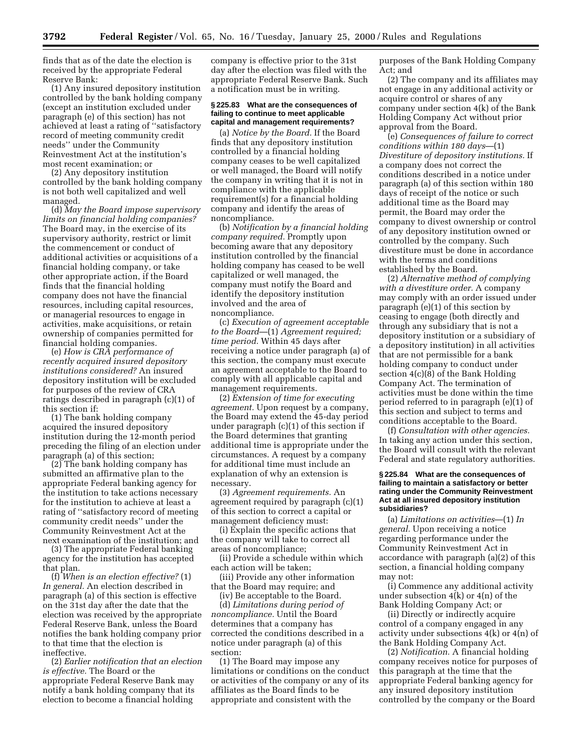finds that as of the date the election is received by the appropriate Federal Reserve Bank:

(1) Any insured depository institution controlled by the bank holding company (except an institution excluded under paragraph (e) of this section) has not achieved at least a rating of ''satisfactory record of meeting community credit needs'' under the Community Reinvestment Act at the institution's most recent examination; or

(2) Any depository institution controlled by the bank holding company is not both well capitalized and well managed.

(d) *May the Board impose supervisory limits on financial holding companies?* The Board may, in the exercise of its supervisory authority, restrict or limit the commencement or conduct of additional activities or acquisitions of a financial holding company, or take other appropriate action, if the Board finds that the financial holding company does not have the financial resources, including capital resources, or managerial resources to engage in activities, make acquisitions, or retain ownership of companies permitted for financial holding companies.

(e) *How is CRA performance of recently acquired insured depository institutions considered?* An insured depository institution will be excluded for purposes of the review of CRA ratings described in paragraph (c)(1) of this section if:

(1) The bank holding company acquired the insured depository institution during the 12-month period preceding the filing of an election under paragraph (a) of this section;

(2) The bank holding company has submitted an affirmative plan to the appropriate Federal banking agency for the institution to take actions necessary for the institution to achieve at least a rating of ''satisfactory record of meeting community credit needs'' under the Community Reinvestment Act at the next examination of the institution; and

(3) The appropriate Federal banking agency for the institution has accepted that plan.

(f) *When is an election effective?* (1) *In general.* An election described in paragraph (a) of this section is effective on the 31st day after the date that the election was received by the appropriate Federal Reserve Bank, unless the Board notifies the bank holding company prior to that time that the election is ineffective.

(2) *Earlier notification that an election is effective.* The Board or the appropriate Federal Reserve Bank may notify a bank holding company that its election to become a financial holding company is effective prior to the 31st day after the election was filed with the appropriate Federal Reserve Bank. Such a notification must be in writing.

**§ 225.83 What are the consequences of failing to continue to meet applicable capital and management requirements?**

(a) *Notice by the Board.* If the Board finds that any depository institution controlled by a financial holding company ceases to be well capitalized or well managed, the Board will notify the company in writing that it is not in compliance with the applicable requirement(s) for a financial holding company and identify the areas of noncompliance.

(b) *Notification by a financial holding company required.* Promptly upon becoming aware that any depository institution controlled by the financial holding company has ceased to be well capitalized or well managed, the company must notify the Board and identify the depository institution involved and the area of noncompliance.

(c) *Execution of agreement acceptable to the Board*—(1) *Agreement required; time period.* Within 45 days after receiving a notice under paragraph (a) of this section, the company must execute an agreement acceptable to the Board to comply with all applicable capital and management requirements.

(2) *Extension of time for executing agreement.* Upon request by a company, the Board may extend the 45-day period under paragraph (c)(1) of this section if the Board determines that granting additional time is appropriate under the circumstances. A request by a company for additional time must include an explanation of why an extension is necessary.

(3) *Agreement requirements.* An agreement required by paragraph (c)(1) of this section to correct a capital or management deficiency must:

(i) Explain the specific actions that the company will take to correct all areas of noncompliance;

(ii) Provide a schedule within which each action will be taken;

(iii) Provide any other information that the Board may require; and

(iv) Be acceptable to the Board.

(d) *Limitations during period of noncompliance.* Until the Board determines that a company has corrected the conditions described in a notice under paragraph (a) of this section:

(1) The Board may impose any limitations or conditions on the conduct or activities of the company or any of its affiliates as the Board finds to be appropriate and consistent with the purposes of the Bank Holding Company Act; and

(2) The company and its affiliates may not engage in any additional activity or acquire control or shares of any company under section 4(k) of the Bank Holding Company Act without prior approval from the Board.

(e) *Consequences of failure to correct conditions within 180 days*—(1) *Divestiture of depository institutions.* If a company does not correct the conditions described in a notice under paragraph (a) of this section within 180 days of receipt of the notice or such additional time as the Board may permit, the Board may order the company to divest ownership or control of any depository institution owned or controlled by the company. Such divestiture must be done in accordance with the terms and conditions established by the Board.

(2) *Alternative method of complying with a divestiture order.* A company may comply with an order issued under paragraph (e)(1) of this section by ceasing to engage (both directly and through any subsidiary that is not a depository institution or a subsidiary of a depository institution) in all activities that are not permissible for a bank holding company to conduct under section 4(c)(8) of the Bank Holding Company Act. The termination of activities must be done within the time period referred to in paragraph (e)(1) of this section and subject to terms and conditions acceptable to the Board.

(f) *Consultation with other agencies.* In taking any action under this section, the Board will consult with the relevant Federal and state regulatory authorities.

**§ 225.84 What are the consequences of failing to maintain a satisfactory or better rating under the Community Reinvestment Act at all insured depository institution subsidiaries?**

(a) *Limitations on activities*—(1) *In general.* Upon receiving a notice regarding performance under the Community Reinvestment Act in accordance with paragraph (a)(2) of this section, a financial holding company may not:

(i) Commence any additional activity under subsection 4(k) or 4(n) of the Bank Holding Company Act; or

(ii) Directly or indirectly acquire control of a company engaged in any activity under subsections 4(k) or 4(n) of the Bank Holding Company Act.

(2) *Notification.* A financial holding company receives notice for purposes of this paragraph at the time that the appropriate Federal banking agency for any insured depository institution controlled by the company or the Board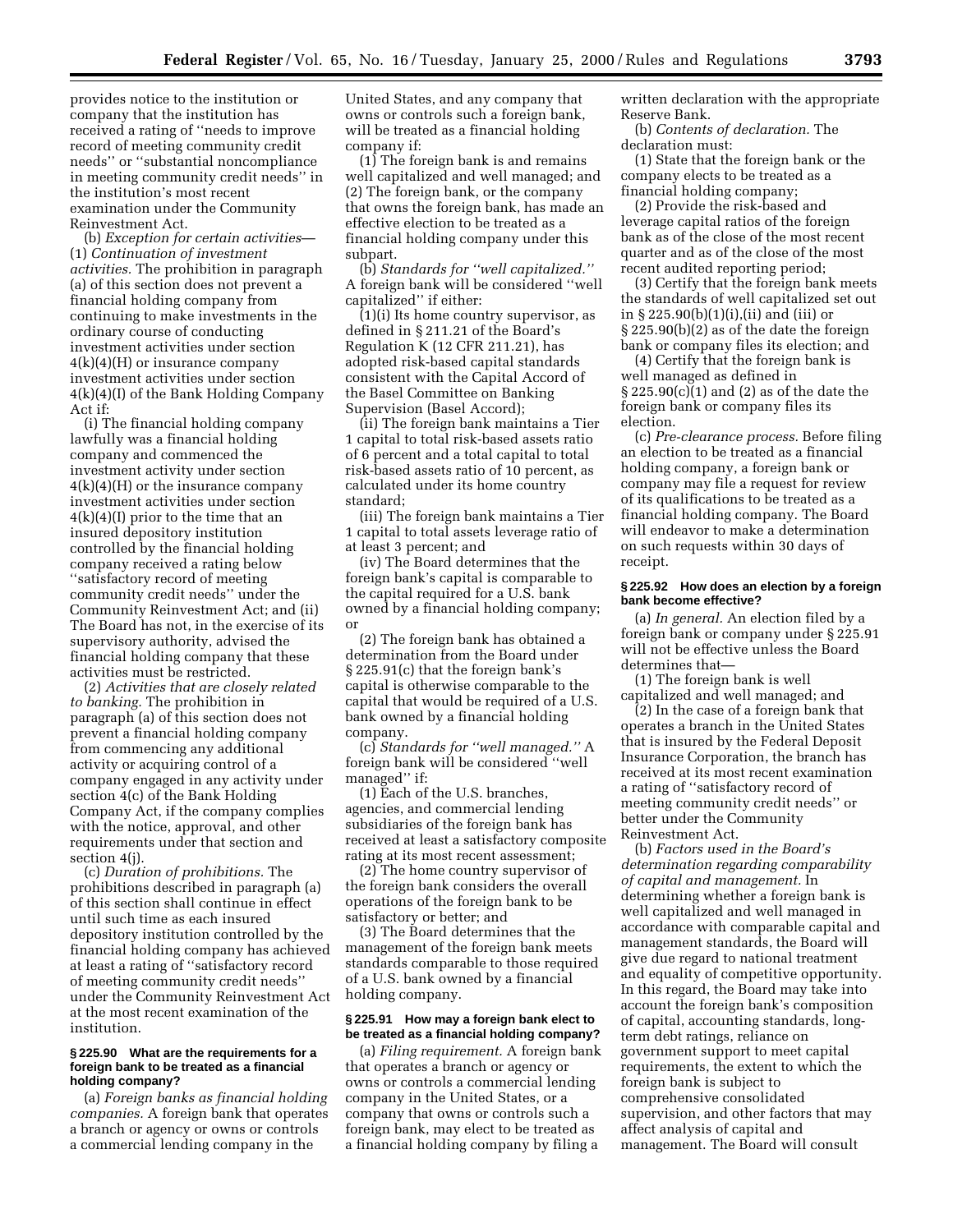provides notice to the institution or company that the institution has received a rating of ''needs to improve record of meeting community credit needs'' or ''substantial noncompliance in meeting community credit needs'' in the institution's most recent examination under the Community Reinvestment Act.

(b) *Exception for certain activities*—(1) *Continuation of investment activities.* The prohibition in paragraph (a) of this section does not prevent a financial holding company from continuing to make investments in the ordinary course of conducting investment activities under section 4(k)(4)(H) or insurance company investment activities under section 4(k)(4)(I) of the Bank Holding Company Act if:

(i) The financial holding company lawfully was a financial holding company and commenced the investment activity under section 4(k)(4)(H) or the insurance company investment activities under section 4(k)(4)(I) prior to the time that an insured depository institution controlled by the financial holding company received a rating below ''satisfactory record of meeting community credit needs'' under the Community Reinvestment Act; and (ii) The Board has not, in the exercise of its supervisory authority, advised the financial holding company that these activities must be restricted.

(2) *Activities that are closely related to banking.* The prohibition in paragraph (a) of this section does not prevent a financial holding company from commencing any additional activity or acquiring control of a company engaged in any activity under section 4(c) of the Bank Holding Company Act, if the company complies with the notice, approval, and other requirements under that section and section 4(j).

(c) *Duration of prohibitions.* The prohibitions described in paragraph (a) of this section shall continue in effect until such time as each insured depository institution controlled by the financial holding company has achieved at least a rating of ''satisfactory record of meeting community credit needs'' under the Community Reinvestment Act at the most recent examination of the institution.

#### § 225.90 What are the requirements for a foreign bank to be treated as a financial holding company?

(a) *Foreign banks as financial holding companies.* A foreign bank that operates a branch or agency or owns or controls a commercial lending company in the United States, and any company that owns or controls such a foreign bank, will be treated as a financial holding company if:

(1) The foreign bank is and remains well capitalized and well managed; and

(2) The foreign bank, or the company that owns the foreign bank, has made an effective election to be treated as a financial holding company under this subpart.

(b) *Standards for ''well capitalized.''* A foreign bank will be considered ''well capitalized'' if either:

(1)(i) Its home country supervisor, as defined in § 211.21 of the Board's Regulation K (12 CFR 211.21), has adopted risk-based capital standards consistent with the Capital Accord of the Basel Committee on Banking Supervision (Basel Accord);

(ii) The foreign bank maintains a Tier 1 capital to total risk-based assets ratio of 6 percent and a total capital to total risk-based assets ratio of 10 percent, as calculated under its home country standard;

(iii) The foreign bank maintains a Tier 1 capital to total assets leverage ratio of at least 3 percent; and

(iv) The Board determines that the foreign bank's capital is comparable to the capital required for a U.S. bank owned by a financial holding company; or

(2) The foreign bank has obtained a determination from the Board under § 225.91(c) that the foreign bank's capital is otherwise comparable to the capital that would be required of a U.S. bank owned by a financial holding company.

(c) *Standards for ''well managed.''* A foreign bank will be considered ''well managed'' if:

(1) Each of the U.S. branches, agencies, and commercial lending subsidiaries of the foreign bank has received at least a satisfactory composite rating at its most recent assessment;

(2) The home country supervisor of the foreign bank considers the overall operations of the foreign bank to be satisfactory or better; and

(3) The Board determines that the management of the foreign bank meets standards comparable to those required of a U.S. bank owned by a financial holding company.

#### § 225.91 How may a foreign bank elect to be treated as a financial holding company?

(a) *Filing requirement.* A foreign bank that operates a branch or agency or owns or controls a commercial lending company in the United States, or a company that owns or controls such a foreign bank, may elect to be treated as a financial holding company by filing a written declaration with the appropriate Reserve Bank.

(b) *Contents of declaration.* The declaration must:

(1) State that the foreign bank or the company elects to be treated as a financial holding company;

(2) Provide the risk-based and leverage capital ratios of the foreign bank as of the close of the most recent quarter and as of the close of the most recent audited reporting period;

(3) Certify that the foreign bank meets the standards of well capitalized set out in § 225.90(b)(1)(i),(ii) and (iii) or § 225.90(b)(2) as of the date the foreign bank or company files its election; and

(4) Certify that the foreign bank is well managed as defined in § 225.90(c)(1) and (2) as of the date the foreign bank or company files its election.

(c) *Pre-clearance process.* Before filing an election to be treated as a financial holding company, a foreign bank or company may file a request for review of its qualifications to be treated as a financial holding company. The Board will endeavor to make a determination on such requests within 30 days of receipt.

#### § 225.92 How does an election by a foreign bank become effective?

(a) *In general.* An election filed by a foreign bank or company under § 225.91 will not be effective unless the Board determines that—

(1) The foreign bank is well capitalized and well managed; and

(2) In the case of a foreign bank that operates a branch in the United States that is insured by the Federal Deposit Insurance Corporation, the branch has received at its most recent examination a rating of ''satisfactory record of meeting community credit needs'' or better under the Community Reinvestment Act.

(b) *Factors used in the Board's determination regarding comparability of capital and management.* In determining whether a foreign bank is well capitalized and well managed in accordance with comparable capital and management standards, the Board will give due regard to national treatment and equality of competitive opportunity. In this regard, the Board may take into account the foreign bank's composition of capital, accounting standards, long-term debt ratings, reliance on government support to meet capital requirements, the extent to which the foreign bank is subject to comprehensive consolidated supervision, and other factors that may affect analysis of capital and management. The Board will consult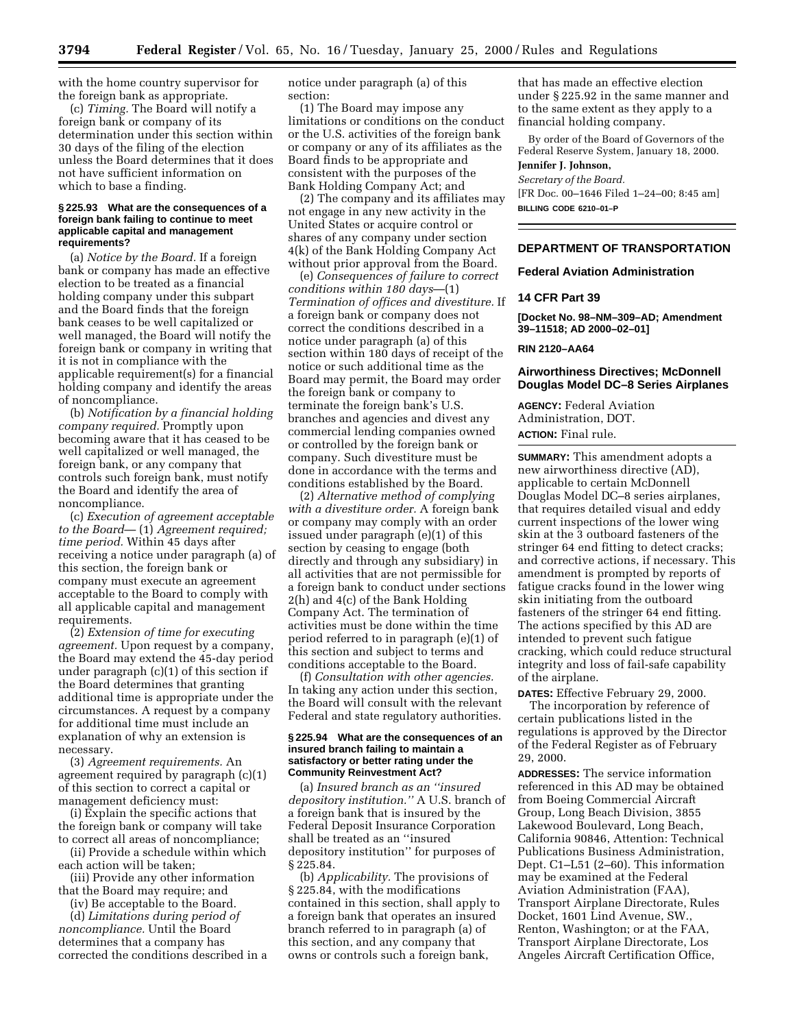with the home country supervisor for the foreign bank as appropriate.

(c) *Timing.* The Board will notify a foreign bank or company of its determination under this section within 30 days of the filing of the election unless the Board determines that it does not have sufficient information on which to base a finding.

#### § 225.93 What are the consequences of a foreign bank failing to continue to meet applicable capital and management requirements?

(a) *Notice by the Board.* If a foreign bank or company has made an effective election to be treated as a financial holding company under this subpart and the Board finds that the foreign bank ceases to be well capitalized or well managed, the Board will notify the foreign bank or company in writing that it is not in compliance with the applicable requirement(s) for a financial holding company and identify the areas of noncompliance.

(b) *Notification by a financial holding company required.* Promptly upon becoming aware that it has ceased to be well capitalized or well managed, the foreign bank, or any company that controls such foreign bank, must notify the Board and identify the area of noncompliance.

(c) *Execution of agreement acceptable to the Board*— (1) *Agreement required; time period.* Within 45 days after receiving a notice under paragraph (a) of this section, the foreign bank or company must execute an agreement acceptable to the Board to comply with all applicable capital and management requirements.

(2) *Extension of time for executing agreement.* Upon request by a company, the Board may extend the 45-day period under paragraph (c)(1) of this section if the Board determines that granting additional time is appropriate under the circumstances. A request by a company for additional time must include an explanation of why an extension is necessary.

(3) *Agreement requirements.* An agreement required by paragraph (c)(1) of this section to correct a capital or management deficiency must:

(i) Explain the specific actions that the foreign bank or company will take to correct all areas of noncompliance;

(ii) Provide a schedule within which each action will be taken;

(iii) Provide any other information that the Board may require; and

(iv) Be acceptable to the Board.

(d) *Limitations during period of noncompliance.* Until the Board determines that a company has corrected the conditions described in a notice under paragraph (a) of this section:

(1) The Board may impose any limitations or conditions on the conduct or the U.S. activities of the foreign bank or company or any of its affiliates as the Board finds to be appropriate and consistent with the purposes of the Bank Holding Company Act; and

(2) The company and its affiliates may not engage in any new activity in the United States or acquire control or shares of any company under section 4(k) of the Bank Holding Company Act without prior approval from the Board.

(e) *Consequences of failure to correct conditions within 180 days*—(1) *Termination of offices and divestiture.* If a foreign bank or company does not correct the conditions described in a notice under paragraph (a) of this section within 180 days of receipt of the notice or such additional time as the Board may permit, the Board may order the foreign bank or company to terminate the foreign bank's U.S. branches and agencies and divest any commercial lending companies owned or controlled by the foreign bank or company. Such divestiture must be done in accordance with the terms and conditions established by the Board.

(2) *Alternative method of complying with a divestiture order.* A foreign bank or company may comply with an order issued under paragraph (e)(1) of this section by ceasing to engage (both directly and through any subsidiary) in all activities that are not permissible for a foreign bank to conduct under sections 2(h) and 4(c) of the Bank Holding Company Act. The termination of activities must be done within the time period referred to in paragraph (e)(1) of this section and subject to terms and conditions acceptable to the Board.

(f) *Consultation with other agencies.* In taking any action under this section, the Board will consult with the relevant Federal and state regulatory authorities.

#### § 225.94 What are the consequences of an insured branch failing to maintain a satisfactory or better rating under the Community Reinvestment Act?

(a) *Insured branch as an "insured depository institution."* A U.S. branch of a foreign bank that is insured by the Federal Deposit Insurance Corporation shall be treated as an "insured depository institution" for purposes of § 225.84.

(b) *Applicability.* The provisions of § 225.84, with the modifications contained in this section, shall apply to a foreign bank that operates an insured branch referred to in paragraph (a) of this section, and any company that owns or controls such a foreign bank, that has made an effective election under § 225.92 in the same manner and to the same extent as they apply to a financial holding company.

By order of the Board of Governors of the Federal Reserve System, January 18, 2000.

**Jennifer J. Johnson,**

*Secretary of the Board.*

[FR Doc. 00–1646 Filed 1–24–00; 8:45 am]

**BILLING CODE 6210–01–P**

---

## DEPARTMENT OF TRANSPORTATION

### Federal Aviation Administration

### 14 CFR Part 39

**[Docket No. 98–NM–309–AD; Amendment 39–11518; AD 2000–02–01]**

**RIN 2120–AA64**

### Airworthiness Directives; McDonnell Douglas Model DC–8 Series Airplanes

**AGENCY:** Federal Aviation Administration, DOT.

**ACTION:** Final rule.

**SUMMARY:** This amendment adopts a new airworthiness directive (AD), applicable to certain McDonnell Douglas Model DC–8 series airplanes, that requires detailed visual and eddy current inspections of the lower wing skin at the 3 outboard fasteners of the stringer 64 end fitting to detect cracks; and corrective actions, if necessary. This amendment is prompted by reports of fatigue cracks found in the lower wing skin initiating from the outboard fasteners of the stringer 64 end fitting. The actions specified by this AD are intended to prevent such fatigue cracking, which could reduce structural integrity and loss of fail-safe capability of the airplane.

**DATES:** Effective February 29, 2000.

The incorporation by reference of certain publications listed in the regulations is approved by the Director of the Federal Register as of February 29, 2000.

**ADDRESSES:** The service information referenced in this AD may be obtained from Boeing Commercial Aircraft Group, Long Beach Division, 3855 Lakewood Boulevard, Long Beach, California 90846, Attention: Technical Publications Business Administration, Dept. C1–L51 (2–60). This information may be examined at the Federal Aviation Administration (FAA), Transport Airplane Directorate, Rules Docket, 1601 Lind Avenue, SW., Renton, Washington; or at the FAA, Transport Airplane Directorate, Los Angeles Aircraft Certification Office,